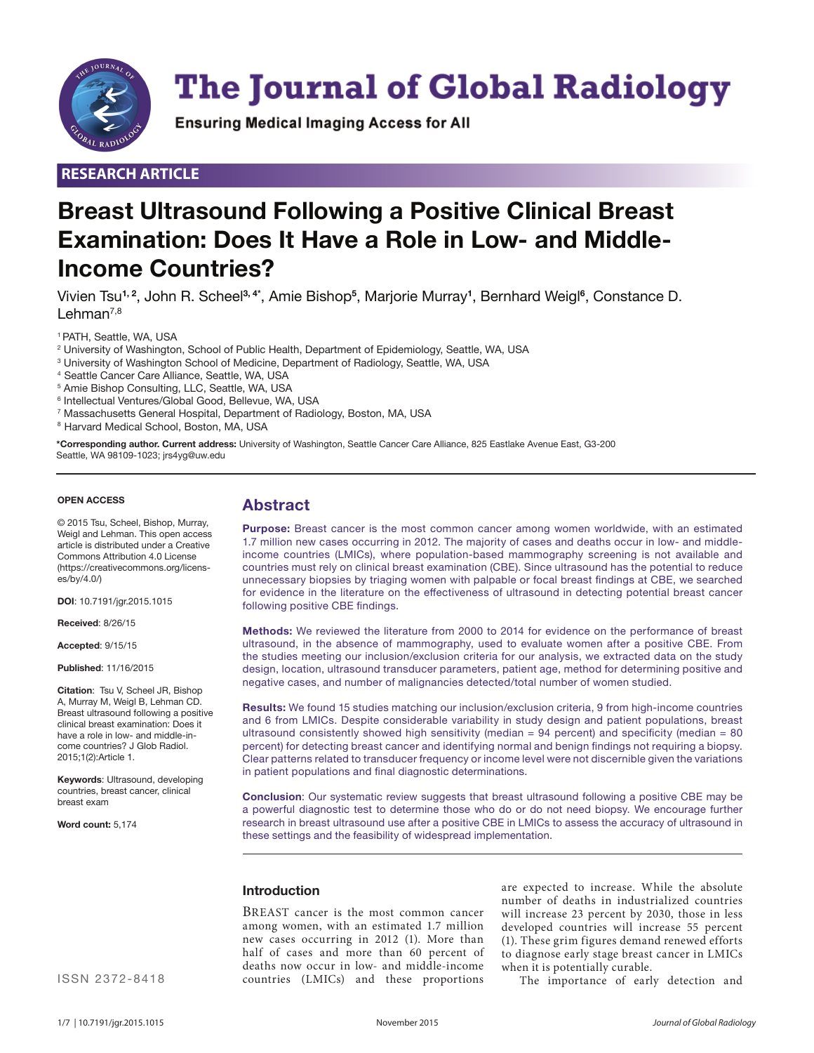# The Journal of Global Radiology

**Ensuring Medical Imaging Access for All**

**RESEARCH ARTICLE**

# Breast Ultrasound Following a Positive Clinical Breast Examination: Does It Have a Role in Low- and Middle-Income Countries?

Vivien Tsu[1,2], John R. Scheel[3,4*], Amie Bishop[5], Marjorie Murray[1], Bernhard Weigl[6], Constance D. Lehman[7,8]

[1] PATH, Seattle, WA, USA
[2] University of Washington, School of Public Health, Department of Epidemiology, Seattle, WA, USA
[3] University of Washington School of Medicine, Department of Radiology, Seattle, WA, USA
[4] Seattle Cancer Care Alliance, Seattle, WA, USA
[5] Amie Bishop Consulting, LLC, Seattle, WA, USA
[6] Intellectual Ventures/Global Good, Bellevue, WA, USA
[7] Massachusetts General Hospital, Department of Radiology, Boston, MA, USA
[8] Harvard Medical School, Boston, MA, USA

**\*Corresponding author. Current address:** University of Washington, Seattle Cancer Care Alliance, 825 Eastlake Avenue East, G3-200 Seattle, WA 98109-1023; jrs4yg@uw.edu

**OPEN ACCESS**

© 2015 Tsu, Scheel, Bishop, Murray, Weigl and Lehman. This open access article is distributed under a Creative Commons Attribution 4.0 License (https://creativecommons.org/licenses/by/4.0/)

**DOI**: 10.7191/jgr.2015.1015

**Received**: 8/26/15

**Accepted**: 9/15/15

**Published**: 11/16/2015

**Citation**: Tsu V, Scheel JR, Bishop A, Murray M, Weigl B, Lehman CD. Breast ultrasound following a positive clinical breast examination: Does it have a role in low- and middle-income countries? J Glob Radiol. 2015;1(2):Article 1.

**Keywords**: Ultrasound, developing countries, breast cancer, clinical breast exam

**Word count:** 5,174

ISSN 2372-8418

## Abstract

**Purpose:** Breast cancer is the most common cancer among women worldwide, with an estimated 1.7 million new cases occurring in 2012. The majority of cases and deaths occur in low- and middle-income countries (LMICs), where population-based mammography screening is not available and countries must rely on clinical breast examination (CBE). Since ultrasound has the potential to reduce unnecessary biopsies by triaging women with palpable or focal breast findings at CBE, we searched for evidence in the literature on the effectiveness of ultrasound in detecting potential breast cancer following positive CBE findings.

**Methods:** We reviewed the literature from 2000 to 2014 for evidence on the performance of breast ultrasound, in the absence of mammography, used to evaluate women after a positive CBE. From the studies meeting our inclusion/exclusion criteria for our analysis, we extracted data on the study design, location, ultrasound transducer parameters, patient age, method for determining positive and negative cases, and number of malignancies detected/total number of women studied.

**Results:** We found 15 studies matching our inclusion/exclusion criteria, 9 from high-income countries and 6 from LMICs. Despite considerable variability in study design and patient populations, breast ultrasound consistently showed high sensitivity (median = 94 percent) and specificity (median = 80 percent) for detecting breast cancer and identifying normal and benign findings not requiring a biopsy. Clear patterns related to transducer frequency or income level were not discernible given the variations in patient populations and final diagnostic determinations.

**Conclusion**: Our systematic review suggests that breast ultrasound following a positive CBE may be a powerful diagnostic test to determine those who do or do not need biopsy. We encourage further research in breast ultrasound use after a positive CBE in LMICs to assess the accuracy of ultrasound in these settings and the feasibility of widespread implementation.

### Introduction

BREAST cancer is the most common cancer among women, with an estimated 1.7 million new cases occurring in 2012 (1). More than half of cases and more than 60 percent of deaths now occur in low- and middle-income countries (LMICs) and these proportions are expected to increase. While the absolute number of deaths in industrialized countries will increase 23 percent by 2030, those in less developed countries will increase 55 percent (1). These grim figures demand renewed efforts to diagnose early stage breast cancer in LMICs when it is potentially curable.

The importance of early detection and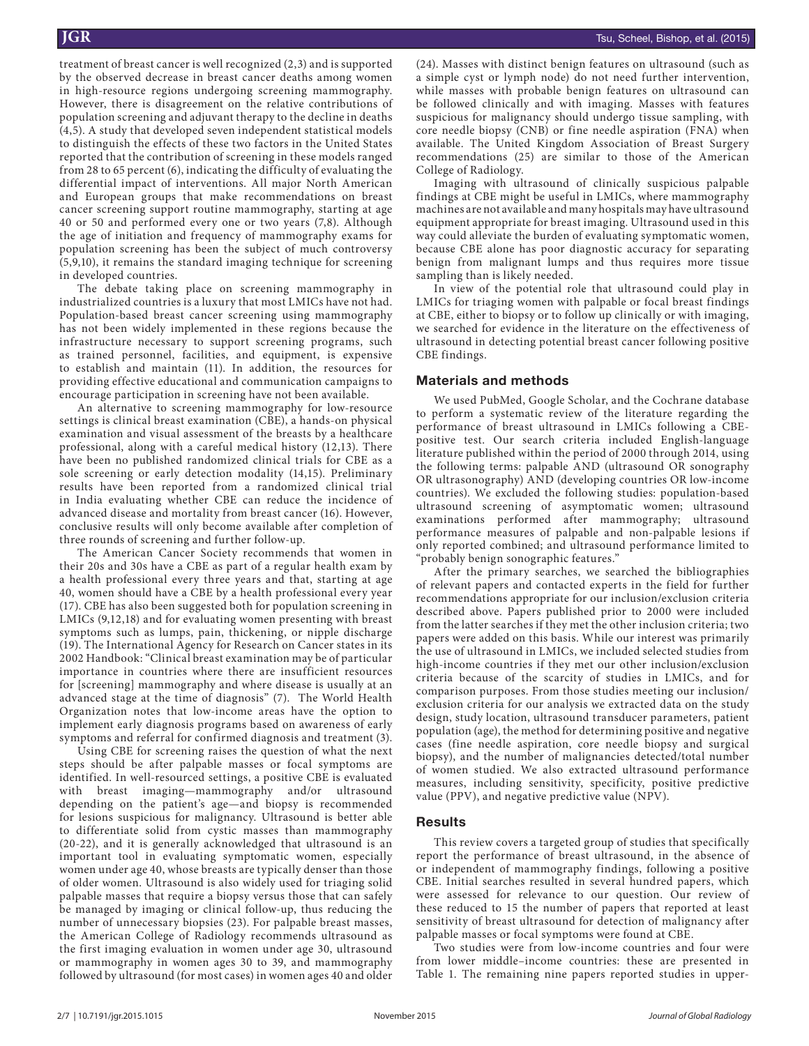treatment of breast cancer is well recognized (2,3) and is supported by the observed decrease in breast cancer deaths among women in high-resource regions undergoing screening mammography. However, there is disagreement on the relative contributions of population screening and adjuvant therapy to the decline in deaths (4,5). A study that developed seven independent statistical models to distinguish the effects of these two factors in the United States reported that the contribution of screening in these models ranged from 28 to 65 percent (6), indicating the difficulty of evaluating the differential impact of interventions. All major North American and European groups that make recommendations on breast cancer screening support routine mammography, starting at age 40 or 50 and performed every one or two years (7,8). Although the age of initiation and frequency of mammography exams for population screening has been the subject of much controversy (5,9,10), it remains the standard imaging technique for screening in developed countries.

The debate taking place on screening mammography in industrialized countries is a luxury that most LMICs have not had. Population-based breast cancer screening using mammography has not been widely implemented in these regions because the infrastructure necessary to support screening programs, such as trained personnel, facilities, and equipment, is expensive to establish and maintain (11). In addition, the resources for providing effective educational and communication campaigns to encourage participation in screening have not been available.

An alternative to screening mammography for low-resource settings is clinical breast examination (CBE), a hands-on physical examination and visual assessment of the breasts by a healthcare professional, along with a careful medical history (12,13). There have been no published randomized clinical trials for CBE as a sole screening or early detection modality (14,15). Preliminary results have been reported from a randomized clinical trial in India evaluating whether CBE can reduce the incidence of advanced disease and mortality from breast cancer (16). However, conclusive results will only become available after completion of three rounds of screening and further follow-up.

The American Cancer Society recommends that women in their 20s and 30s have a CBE as part of a regular health exam by a health professional every three years and that, starting at age 40, women should have a CBE by a health professional every year (17). CBE has also been suggested both for population screening in LMICs (9,12,18) and for evaluating women presenting with breast symptoms such as lumps, pain, thickening, or nipple discharge (19). The International Agency for Research on Cancer states in its 2002 Handbook: "Clinical breast examination may be of particular importance in countries where there are insufficient resources for [screening] mammography and where disease is usually at an advanced stage at the time of diagnosis" (7). The World Health Organization notes that low-income areas have the option to implement early diagnosis programs based on awareness of early symptoms and referral for confirmed diagnosis and treatment (3).

Using CBE for screening raises the question of what the next steps should be after palpable masses or focal symptoms are identified. In well-resourced settings, a positive CBE is evaluated with breast imaging—mammography and/or ultrasound depending on the patient's age—and biopsy is recommended for lesions suspicious for malignancy. Ultrasound is better able to differentiate solid from cystic masses than mammography (20-22), and it is generally acknowledged that ultrasound is an important tool in evaluating symptomatic women, especially women under age 40, whose breasts are typically denser than those of older women. Ultrasound is also widely used for triaging solid palpable masses that require a biopsy versus those that can safely be managed by imaging or clinical follow-up, thus reducing the number of unnecessary biopsies (23). For palpable breast masses, the American College of Radiology recommends ultrasound as the first imaging evaluation in women under age 30, ultrasound or mammography in women ages 30 to 39, and mammography followed by ultrasound (for most cases) in women ages 40 and older (24). Masses with distinct benign features on ultrasound (such as a simple cyst or lymph node) do not need further intervention, while masses with probable benign features on ultrasound can be followed clinically and with imaging. Masses with features suspicious for malignancy should undergo tissue sampling, with core needle biopsy (CNB) or fine needle aspiration (FNA) when available. The United Kingdom Association of Breast Surgery recommendations (25) are similar to those of the American College of Radiology.

Imaging with ultrasound of clinically suspicious palpable findings at CBE might be useful in LMICs, where mammography machines are not available and many hospitals may have ultrasound equipment appropriate for breast imaging. Ultrasound used in this way could alleviate the burden of evaluating symptomatic women, because CBE alone has poor diagnostic accuracy for separating benign from malignant lumps and thus requires more tissue sampling than is likely needed.

In view of the potential role that ultrasound could play in LMICs for triaging women with palpable or focal breast findings at CBE, either to biopsy or to follow up clinically or with imaging, we searched for evidence in the literature on the effectiveness of ultrasound in detecting potential breast cancer following positive CBE findings.

## Materials and methods

We used PubMed, Google Scholar, and the Cochrane database to perform a systematic review of the literature regarding the performance of breast ultrasound in LMICs following a CBE-positive test. Our search criteria included English-language literature published within the period of 2000 through 2014, using the following terms: palpable AND (ultrasound OR sonography OR ultrasonography) AND (developing countries OR low-income countries). We excluded the following studies: population-based ultrasound screening of asymptomatic women; ultrasound examinations performed after mammography; ultrasound performance measures of palpable and non-palpable lesions if only reported combined; and ultrasound performance limited to "probably benign sonographic features."

After the primary searches, we searched the bibliographies of relevant papers and contacted experts in the field for further recommendations appropriate for our inclusion/exclusion criteria described above. Papers published prior to 2000 were included from the latter searches if they met the other inclusion criteria; two papers were added on this basis. While our interest was primarily the use of ultrasound in LMICs, we included selected studies from high-income countries if they met our other inclusion/exclusion criteria because of the scarcity of studies in LMICs, and for comparison purposes. From those studies meeting our inclusion/exclusion criteria for our analysis we extracted data on the study design, study location, ultrasound transducer parameters, patient population (age), the method for determining positive and negative cases (fine needle aspiration, core needle biopsy and surgical biopsy), and the number of malignancies detected/total number of women studied. We also extracted ultrasound performance measures, including sensitivity, specificity, positive predictive value (PPV), and negative predictive value (NPV).

## Results

This review covers a targeted group of studies that specifically report the performance of breast ultrasound, in the absence of or independent of mammography findings, following a positive CBE. Initial searches resulted in several hundred papers, which were assessed for relevance to our question. Our review of these reduced to 15 the number of papers that reported at least sensitivity of breast ultrasound for detection of malignancy after palpable masses or focal symptoms were found at CBE.

Two studies were from low-income countries and four were from lower middle–income countries: these are presented in Table 1. The remaining nine papers reported studies in upper-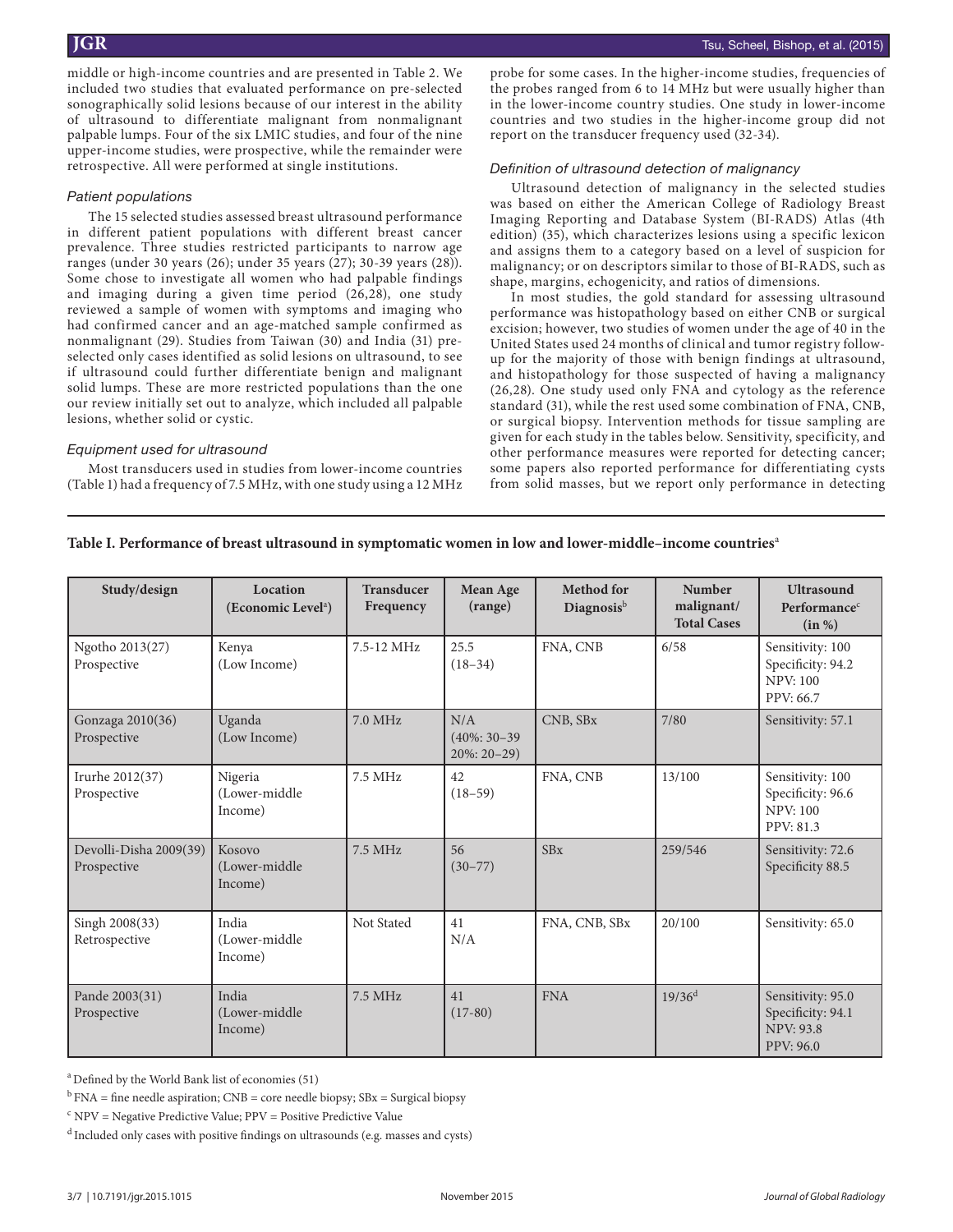middle or high-income countries and are presented in Table 2. We included two studies that evaluated performance on pre-selected sonographically solid lesions because of our interest in the ability of ultrasound to differentiate malignant from nonmalignant palpable lumps. Four of the six LMIC studies, and four of the nine upper-income studies, were prospective, while the remainder were retrospective. All were performed at single institutions.

### *Patient populations*

The 15 selected studies assessed breast ultrasound performance in different patient populations with different breast cancer prevalence. Three studies restricted participants to narrow age ranges (under 30 years (26); under 35 years (27); 30-39 years (28)). Some chose to investigate all women who had palpable findings and imaging during a given time period (26,28), one study reviewed a sample of women with symptoms and imaging who had confirmed cancer and an age-matched sample confirmed as nonmalignant (29). Studies from Taiwan (30) and India (31) pre-selected only cases identified as solid lesions on ultrasound, to see if ultrasound could further differentiate benign and malignant solid lumps. These are more restricted populations than the one our review initially set out to analyze, which included all palpable lesions, whether solid or cystic.

### *Equipment used for ultrasound*

Most transducers used in studies from lower-income countries (Table 1) had a frequency of 7.5 MHz, with one study using a 12 MHz probe for some cases. In the higher-income studies, frequencies of the probes ranged from 6 to 14 MHz but were usually higher than in the lower-income country studies. One study in lower-income countries and two studies in the higher-income group did not report on the transducer frequency used (32-34).

### *Definition of ultrasound detection of malignancy*

Ultrasound detection of malignancy in the selected studies was based on either the American College of Radiology Breast Imaging Reporting and Database System (BI-RADS) Atlas (4th edition) (35), which characterizes lesions using a specific lexicon and assigns them to a category based on a level of suspicion for malignancy; or on descriptors similar to those of BI-RADS, such as shape, margins, echogenicity, and ratios of dimensions.

In most studies, the gold standard for assessing ultrasound performance was histopathology based on either CNB or surgical excision; however, two studies of women under the age of 40 in the United States used 24 months of clinical and tumor registry follow-up for the majority of those with benign findings at ultrasound, and histopathology for those suspected of having a malignancy (26,28). One study used only FNA and cytology as the reference standard (31), while the rest used some combination of FNA, CNB, or surgical biopsy. Intervention methods for tissue sampling are given for each study in the tables below. Sensitivity, specificity, and other performance measures were reported for detecting cancer; some papers also reported performance for differentiating cysts from solid masses, but we report only performance in detecting

**Table I. Performance of breast ultrasound in symptomatic women in low and lower-middle–income countries**[a]

| Study/design | Location (Economic Level[a]) | Transducer Frequency | Mean Age (range) | Method for Diagnosis[b] | Number malignant/ Total Cases | Ultrasound Performance[c] (in %) |
|---|---|---|---|---|---|---|
| Ngotho 2013(27) Prospective | Kenya (Low Income) | 7.5-12 MHz | 25.5 (18–34) | FNA, CNB | 6/58 | Sensitivity: 100 Specificity: 94.2 NPV: 100 PPV: 66.7 |
| Gonzaga 2010(36) Prospective | Uganda (Low Income) | 7.0 MHz | N/A (40%: 30–39 20%: 20–29) | CNB, SBx | 7/80 | Sensitivity: 57.1 |
| Irurhe 2012(37) Prospective | Nigeria (Lower-middle Income) | 7.5 MHz | 42 (18–59) | FNA, CNB | 13/100 | Sensitivity: 100 Specificity: 96.6 NPV: 100 PPV: 81.3 |
| Devolli-Disha 2009(39) Prospective | Kosovo (Lower-middle Income) | 7.5 MHz | 56 (30–77) | SBx | 259/546 | Sensitivity: 72.6 Specificity 88.5 |
| Singh 2008(33) Retrospective | India (Lower-middle Income) | Not Stated | 41 N/A | FNA, CNB, SBx | 20/100 | Sensitivity: 65.0 |
| Pande 2003(31) Prospective | India (Lower-middle Income) | 7.5 MHz | 41 (17-80) | FNA | 19/36[d] | Sensitivity: 95.0 Specificity: 94.1 NPV: 93.8 PPV: 96.0 |

[a] Defined by the World Bank list of economies (51)

[b] FNA = fine needle aspiration; CNB = core needle biopsy; SBx = Surgical biopsy

[c] NPV = Negative Predictive Value; PPV = Positive Predictive Value

[d] Included only cases with positive findings on ultrasounds (e.g. masses and cysts)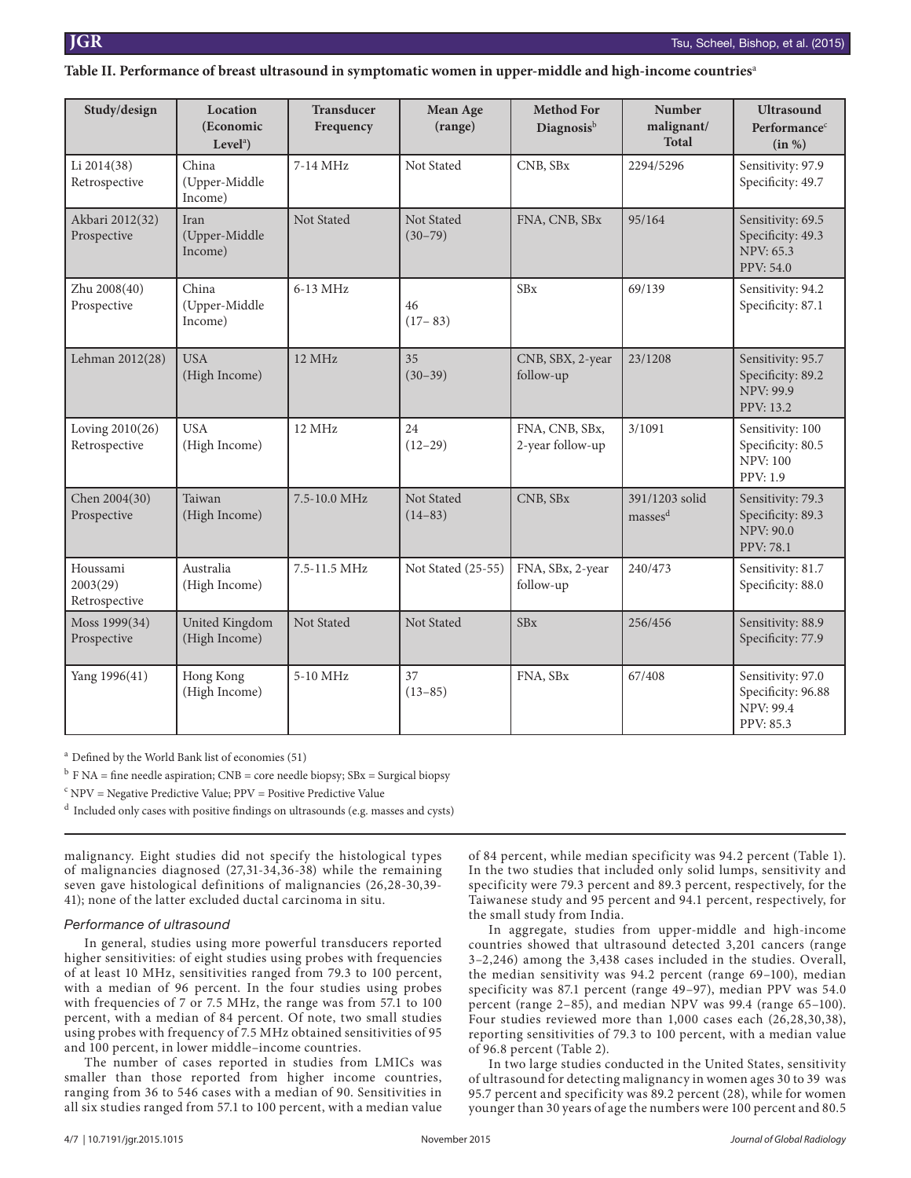**Table II. Performance of breast ultrasound in symptomatic women in upper-middle and high-income countries[a]**

| Study/design | Location (Economic Level[a]) | Transducer Frequency | Mean Age (range) | Method For Diagnosis[b] | Number malignant/ Total | Ultrasound Performance[c] (in %) |
|---|---|---|---|---|---|---|
| Li 2014(38) Retrospective | China (Upper-Middle Income) | 7-14 MHz | Not Stated | CNB, SBx | 2294/5296 | Sensitivity: 97.9 Specificity: 49.7 |
| Akbari 2012(32) Prospective | Iran (Upper-Middle Income) | Not Stated | Not Stated (30–79) | FNA, CNB, SBx | 95/164 | Sensitivity: 69.5 Specificity: 49.3 NPV: 65.3 PPV: 54.0 |
| Zhu 2008(40) Prospective | China (Upper-Middle Income) | 6-13 MHz | 46 (17– 83) | SBx | 69/139 | Sensitivity: 94.2 Specificity: 87.1 |
| Lehman 2012(28) | USA (High Income) | 12 MHz | 35 (30–39) | CNB, SBX, 2-year follow-up | 23/1208 | Sensitivity: 95.7 Specificity: 89.2 NPV: 99.9 PPV: 13.2 |
| Loving 2010(26) Retrospective | USA (High Income) | 12 MHz | 24 (12–29) | FNA, CNB, SBx, 2-year follow-up | 3/1091 | Sensitivity: 100 Specificity: 80.5 NPV: 100 PPV: 1.9 |
| Chen 2004(30) Prospective | Taiwan (High Income) | 7.5-10.0 MHz | Not Stated (14–83) | CNB, SBx | 391/1203 solid masses[d] | Sensitivity: 79.3 Specificity: 89.3 NPV: 90.0 PPV: 78.1 |
| Houssami 2003(29) Retrospective | Australia (High Income) | 7.5-11.5 MHz | Not Stated (25-55) | FNA, SBx, 2-year follow-up | 240/473 | Sensitivity: 81.7 Specificity: 88.0 |
| Moss 1999(34) Prospective | United Kingdom (High Income) | Not Stated | Not Stated | SBx | 256/456 | Sensitivity: 88.9 Specificity: 77.9 |
| Yang 1996(41) | Hong Kong (High Income) | 5-10 MHz | 37 (13–85) | FNA, SBx | 67/408 | Sensitivity: 97.0 Specificity: 96.88 NPV: 99.4 PPV: 85.3 |

[a] Defined by the World Bank list of economies (51)

[b] F NA = fine needle aspiration; CNB = core needle biopsy; SBx = Surgical biopsy

[c] NPV = Negative Predictive Value; PPV = Positive Predictive Value

[d] Included only cases with positive findings on ultrasounds (e.g. masses and cysts)

malignancy. Eight studies did not specify the histological types of malignancies diagnosed (27,31-34,36-38) while the remaining seven gave histological definitions of malignancies (26,28-30,39-41); none of the latter excluded ductal carcinoma in situ.

### *Performance of ultrasound*

In general, studies using more powerful transducers reported higher sensitivities: of eight studies using probes with frequencies of at least 10 MHz, sensitivities ranged from 79.3 to 100 percent, with a median of 96 percent. In the four studies using probes with frequencies of 7 or 7.5 MHz, the range was from 57.1 to 100 percent, with a median of 84 percent. Of note, two small studies using probes with frequency of 7.5 MHz obtained sensitivities of 95 and 100 percent, in lower middle–income countries.

The number of cases reported in studies from LMICs was smaller than those reported from higher income countries, ranging from 36 to 546 cases with a median of 90. Sensitivities in all six studies ranged from 57.1 to 100 percent, with a median value of 84 percent, while median specificity was 94.2 percent (Table 1). In the two studies that included only solid lumps, sensitivity and specificity were 79.3 percent and 89.3 percent, respectively, for the Taiwanese study and 95 percent and 94.1 percent, respectively, for the small study from India.

In aggregate, studies from upper-middle and high-income countries showed that ultrasound detected 3,201 cancers (range 3–2,246) among the 3,438 cases included in the studies. Overall, the median sensitivity was 94.2 percent (range 69–100), median specificity was 87.1 percent (range 49–97), median PPV was 54.0 percent (range 2–85), and median NPV was 99.4 (range 65–100). Four studies reviewed more than 1,000 cases each (26,28,30,38), reporting sensitivities of 79.3 to 100 percent, with a median value of 96.8 percent (Table 2).

In two large studies conducted in the United States, sensitivity of ultrasound for detecting malignancy in women ages 30 to 39 was 95.7 percent and specificity was 89.2 percent (28), while for women younger than 30 years of age the numbers were 100 percent and 80.5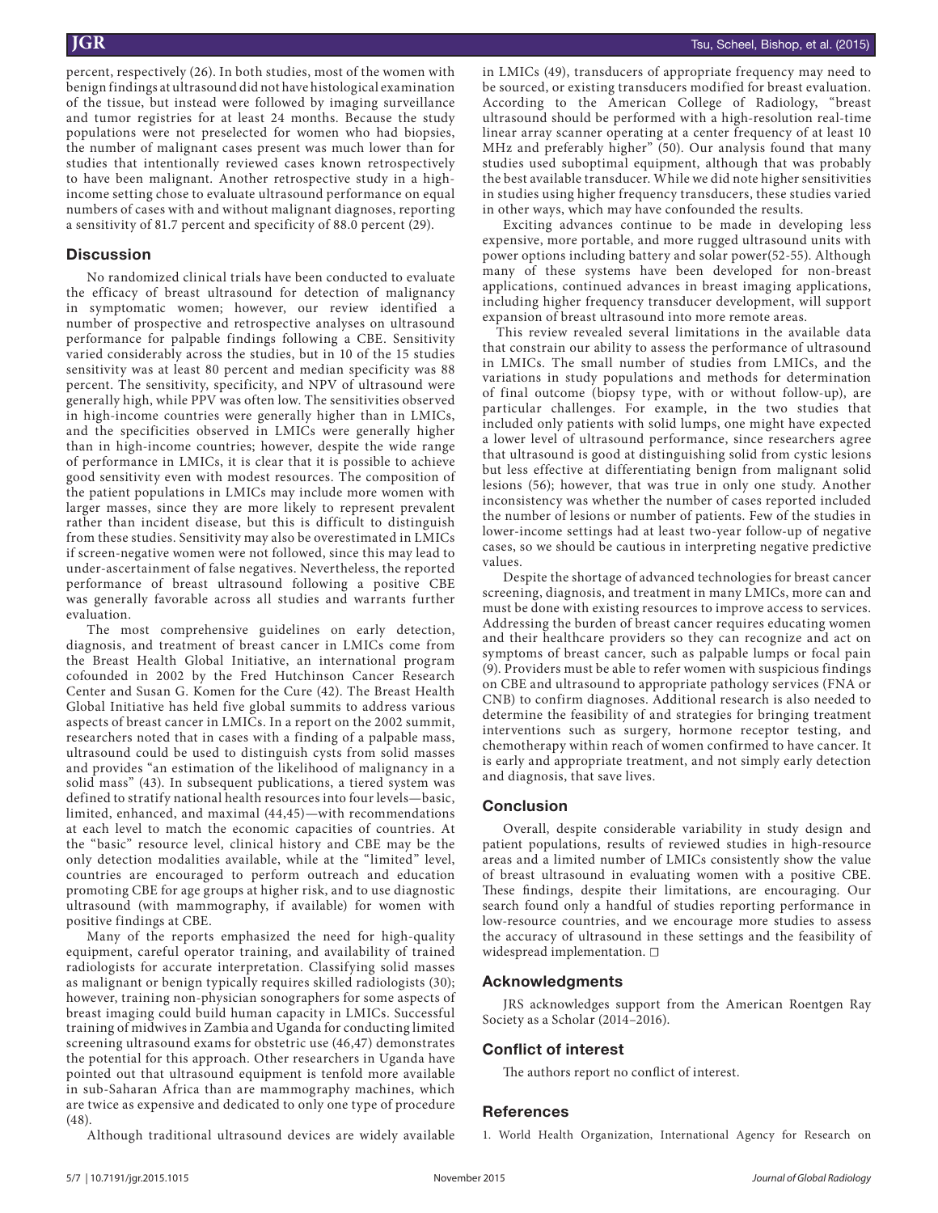percent, respectively (26). In both studies, most of the women with benign findings at ultrasound did not have histological examination of the tissue, but instead were followed by imaging surveillance and tumor registries for at least 24 months. Because the study populations were not preselected for women who had biopsies, the number of malignant cases present was much lower than for studies that intentionally reviewed cases known retrospectively to have been malignant. Another retrospective study in a high-income setting chose to evaluate ultrasound performance on equal numbers of cases with and without malignant diagnoses, reporting a sensitivity of 81.7 percent and specificity of 88.0 percent (29).

## Discussion

No randomized clinical trials have been conducted to evaluate the efficacy of breast ultrasound for detection of malignancy in symptomatic women; however, our review identified a number of prospective and retrospective analyses on ultrasound performance for palpable findings following a CBE. Sensitivity varied considerably across the studies, but in 10 of the 15 studies sensitivity was at least 80 percent and median specificity was 88 percent. The sensitivity, specificity, and NPV of ultrasound were generally high, while PPV was often low. The sensitivities observed in high-income countries were generally higher than in LMICs, and the specificities observed in LMICs were generally higher than in high-income countries; however, despite the wide range of performance in LMICs, it is clear that it is possible to achieve good sensitivity even with modest resources. The composition of the patient populations in LMICs may include more women with larger masses, since they are more likely to represent prevalent rather than incident disease, but this is difficult to distinguish from these studies. Sensitivity may also be overestimated in LMICs if screen-negative women were not followed, since this may lead to under-ascertainment of false negatives. Nevertheless, the reported performance of breast ultrasound following a positive CBE was generally favorable across all studies and warrants further evaluation.

The most comprehensive guidelines on early detection, diagnosis, and treatment of breast cancer in LMICs come from the Breast Health Global Initiative, an international program cofounded in 2002 by the Fred Hutchinson Cancer Research Center and Susan G. Komen for the Cure (42). The Breast Health Global Initiative has held five global summits to address various aspects of breast cancer in LMICs. In a report on the 2002 summit, researchers noted that in cases with a finding of a palpable mass, ultrasound could be used to distinguish cysts from solid masses and provides "an estimation of the likelihood of malignancy in a solid mass" (43). In subsequent publications, a tiered system was defined to stratify national health resources into four levels—basic, limited, enhanced, and maximal (44,45)—with recommendations at each level to match the economic capacities of countries. At the "basic" resource level, clinical history and CBE may be the only detection modalities available, while at the "limited" level, countries are encouraged to perform outreach and education promoting CBE for age groups at higher risk, and to use diagnostic ultrasound (with mammography, if available) for women with positive findings at CBE.

Many of the reports emphasized the need for high-quality equipment, careful operator training, and availability of trained radiologists for accurate interpretation. Classifying solid masses as malignant or benign typically requires skilled radiologists (30); however, training non-physician sonographers for some aspects of breast imaging could build human capacity in LMICs. Successful training of midwives in Zambia and Uganda for conducting limited screening ultrasound exams for obstetric use (46,47) demonstrates the potential for this approach. Other researchers in Uganda have pointed out that ultrasound equipment is tenfold more available in sub-Saharan Africa than are mammography machines, which are twice as expensive and dedicated to only one type of procedure (48).

Although traditional ultrasound devices are widely available in LMICs (49), transducers of appropriate frequency may need to be sourced, or existing transducers modified for breast evaluation. According to the American College of Radiology, "breast ultrasound should be performed with a high-resolution real-time linear array scanner operating at a center frequency of at least 10 MHz and preferably higher" (50). Our analysis found that many studies used suboptimal equipment, although that was probably the best available transducer. While we did note higher sensitivities in studies using higher frequency transducers, these studies varied in other ways, which may have confounded the results.

Exciting advances continue to be made in developing less expensive, more portable, and more rugged ultrasound units with power options including battery and solar power(52-55). Although many of these systems have been developed for non-breast applications, continued advances in breast imaging applications, including higher frequency transducer development, will support expansion of breast ultrasound into more remote areas.

This review revealed several limitations in the available data that constrain our ability to assess the performance of ultrasound in LMICs. The small number of studies from LMICs, and the variations in study populations and methods for determination of final outcome (biopsy type, with or without follow-up), are particular challenges. For example, in the two studies that included only patients with solid lumps, one might have expected a lower level of ultrasound performance, since researchers agree that ultrasound is good at distinguishing solid from cystic lesions but less effective at differentiating benign from malignant solid lesions (56); however, that was true in only one study. Another inconsistency was whether the number of cases reported included the number of lesions or number of patients. Few of the studies in lower-income settings had at least two-year follow-up of negative cases, so we should be cautious in interpreting negative predictive values.

Despite the shortage of advanced technologies for breast cancer screening, diagnosis, and treatment in many LMICs, more can and must be done with existing resources to improve access to services. Addressing the burden of breast cancer requires educating women and their healthcare providers so they can recognize and act on symptoms of breast cancer, such as palpable lumps or focal pain (9). Providers must be able to refer women with suspicious findings on CBE and ultrasound to appropriate pathology services (FNA or CNB) to confirm diagnoses. Additional research is also needed to determine the feasibility of and strategies for bringing treatment interventions such as surgery, hormone receptor testing, and chemotherapy within reach of women confirmed to have cancer. It is early and appropriate treatment, and not simply early detection and diagnosis, that save lives.

## Conclusion

Overall, despite considerable variability in study design and patient populations, results of reviewed studies in high-resource areas and a limited number of LMICs consistently show the value of breast ultrasound in evaluating women with a positive CBE. These findings, despite their limitations, are encouraging. Our search found only a handful of studies reporting performance in low-resource countries, and we encourage more studies to assess the accuracy of ultrasound in these settings and the feasibility of widespread implementation. □

## Acknowledgments

JRS acknowledges support from the American Roentgen Ray Society as a Scholar (2014–2016).

## Conflict of interest

The authors report no conflict of interest.

## References

1. World Health Organization, International Agency for Research on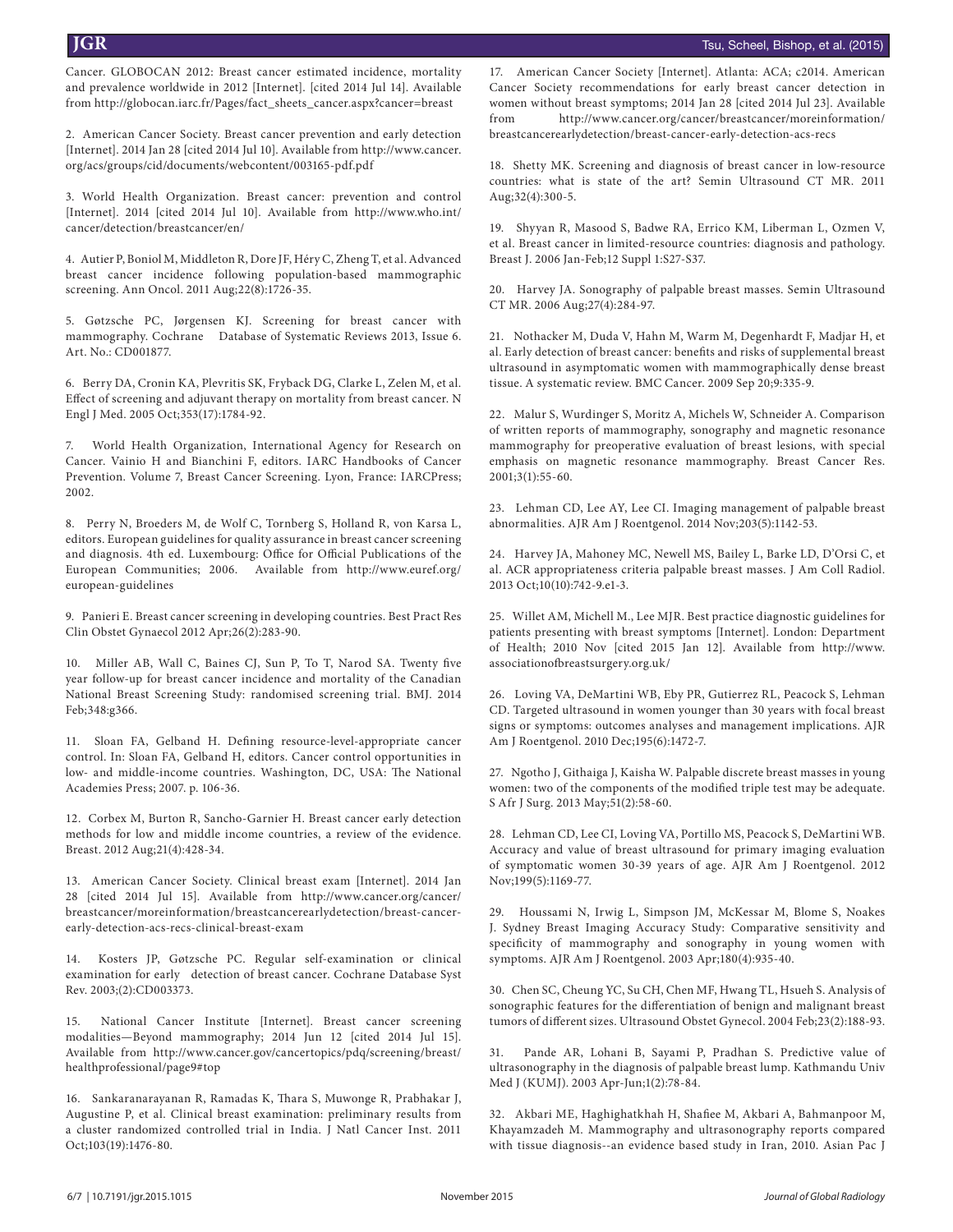Cancer. GLOBOCAN 2012: Breast cancer estimated incidence, mortality and prevalence worldwide in 2012 [Internet]. [cited 2014 Jul 14]. Available from http://globocan.iarc.fr/Pages/fact_sheets_cancer.aspx?cancer=breast

2. American Cancer Society. Breast cancer prevention and early detection [Internet]. 2014 Jan 28 [cited 2014 Jul 10]. Available from http://www.cancer.org/acs/groups/cid/documents/webcontent/003165-pdf.pdf

3. World Health Organization. Breast cancer: prevention and control [Internet]. 2014 [cited 2014 Jul 10]. Available from http://www.who.int/cancer/detection/breastcancer/en/

4. Autier P, Boniol M, Middleton R, Dore JF, Héry C, Zheng T, et al. Advanced breast cancer incidence following population-based mammographic screening. Ann Oncol. 2011 Aug;22(8):1726-35.

5. Gøtzsche PC, Jørgensen KJ. Screening for breast cancer with mammography. Cochrane Database of Systematic Reviews 2013, Issue 6. Art. No.: CD001877.

6. Berry DA, Cronin KA, Plevritis SK, Fryback DG, Clarke L, Zelen M, et al. Effect of screening and adjuvant therapy on mortality from breast cancer. N Engl J Med. 2005 Oct;353(17):1784-92.

7. World Health Organization, International Agency for Research on Cancer. Vainio H and Bianchini F, editors. IARC Handbooks of Cancer Prevention. Volume 7, Breast Cancer Screening. Lyon, France: IARCPress; 2002.

8. Perry N, Broeders M, de Wolf C, Tornberg S, Holland R, von Karsa L, editors. European guidelines for quality assurance in breast cancer screening and diagnosis. 4th ed. Luxembourg: Office for Official Publications of the European Communities; 2006. Available from http://www.euref.org/european-guidelines

9. Panieri E. Breast cancer screening in developing countries. Best Pract Res Clin Obstet Gynaecol 2012 Apr;26(2):283-90.

10. Miller AB, Wall C, Baines CJ, Sun P, To T, Narod SA. Twenty five year follow-up for breast cancer incidence and mortality of the Canadian National Breast Screening Study: randomised screening trial. BMJ. 2014 Feb;348:g366.

11. Sloan FA, Gelband H. Defining resource-level-appropriate cancer control. In: Sloan FA, Gelband H, editors. Cancer control opportunities in low- and middle-income countries. Washington, DC, USA: The National Academies Press; 2007. p. 106-36.

12. Corbex M, Burton R, Sancho-Garnier H. Breast cancer early detection methods for low and middle income countries, a review of the evidence. Breast. 2012 Aug;21(4):428-34.

13. American Cancer Society. Clinical breast exam [Internet]. 2014 Jan 28 [cited 2014 Jul 15]. Available from http://www.cancer.org/cancer/breastcancer/moreinformation/breastcancerearlydetection/breast-cancer-early-detection-acs-recs-clinical-breast-exam

14. Kosters JP, Gøtzsche PC. Regular self-examination or clinical examination for early detection of breast cancer. Cochrane Database Syst Rev. 2003;(2):CD003373.

15. National Cancer Institute [Internet]. Breast cancer screening modalities—Beyond mammography; 2014 Jun 12 [cited 2014 Jul 15]. Available from http://www.cancer.gov/cancertopics/pdq/screening/breast/healthprofessional/page9#top

16. Sankaranarayanan R, Ramadas K, Thara S, Muwonge R, Prabhakar J, Augustine P, et al. Clinical breast examination: preliminary results from a cluster randomized controlled trial in India. J Natl Cancer Inst. 2011 Oct;103(19):1476-80.

17. American Cancer Society [Internet]. Atlanta: ACA; c2014. American Cancer Society recommendations for early breast cancer detection in women without breast symptoms; 2014 Jan 28 [cited 2014 Jul 23]. Available from http://www.cancer.org/cancer/breastcancer/moreinformation/breastcancerearlydetection/breast-cancer-early-detection-acs-recs

18. Shetty MK. Screening and diagnosis of breast cancer in low-resource countries: what is state of the art? Semin Ultrasound CT MR. 2011 Aug;32(4):300-5.

19. Shyyan R, Masood S, Badwe RA, Errico KM, Liberman L, Ozmen V, et al. Breast cancer in limited-resource countries: diagnosis and pathology. Breast J. 2006 Jan-Feb;12 Suppl 1:S27-S37.

20. Harvey JA. Sonography of palpable breast masses. Semin Ultrasound CT MR. 2006 Aug;27(4):284-97.

21. Nothacker M, Duda V, Hahn M, Warm M, Degenhardt F, Madjar H, et al. Early detection of breast cancer: benefits and risks of supplemental breast ultrasound in asymptomatic women with mammographically dense breast tissue. A systematic review. BMC Cancer. 2009 Sep 20;9:335-9.

22. Malur S, Wurdinger S, Moritz A, Michels W, Schneider A. Comparison of written reports of mammography, sonography and magnetic resonance mammography for preoperative evaluation of breast lesions, with special emphasis on magnetic resonance mammography. Breast Cancer Res. 2001;3(1):55-60.

23. Lehman CD, Lee AY, Lee CI. Imaging management of palpable breast abnormalities. AJR Am J Roentgenol. 2014 Nov;203(5):1142-53.

24. Harvey JA, Mahoney MC, Newell MS, Bailey L, Barke LD, D'Orsi C, et al. ACR appropriateness criteria palpable breast masses. J Am Coll Radiol. 2013 Oct;10(10):742-9.e1-3.

25. Willet AM, Michell M., Lee MJR. Best practice diagnostic guidelines for patients presenting with breast symptoms [Internet]. London: Department of Health; 2010 Nov [cited 2015 Jan 12]. Available from http://www.associationofbreastsurgery.org.uk/

26. Loving VA, DeMartini WB, Eby PR, Gutierrez RL, Peacock S, Lehman CD. Targeted ultrasound in women younger than 30 years with focal breast signs or symptoms: outcomes analyses and management implications. AJR Am J Roentgenol. 2010 Dec;195(6):1472-7.

27. Ngotho J, Githaiga J, Kaisha W. Palpable discrete breast masses in young women: two of the components of the modified triple test may be adequate. S Afr J Surg. 2013 May;51(2):58-60.

28. Lehman CD, Lee CI, Loving VA, Portillo MS, Peacock S, DeMartini WB. Accuracy and value of breast ultrasound for primary imaging evaluation of symptomatic women 30-39 years of age. AJR Am J Roentgenol. 2012 Nov;199(5):1169-77.

29. Houssami N, Irwig L, Simpson JM, McKessar M, Blome S, Noakes J. Sydney Breast Imaging Accuracy Study: Comparative sensitivity and specificity of mammography and sonography in young women with symptoms. AJR Am J Roentgenol. 2003 Apr;180(4):935-40.

30. Chen SC, Cheung YC, Su CH, Chen MF, Hwang TL, Hsueh S. Analysis of sonographic features for the differentiation of benign and malignant breast tumors of different sizes. Ultrasound Obstet Gynecol. 2004 Feb;23(2):188-93.

31. Pande AR, Lohani B, Sayami P, Pradhan S. Predictive value of ultrasonography in the diagnosis of palpable breast lump. Kathmandu Univ Med J (KUMJ). 2003 Apr-Jun;1(2):78-84.

32. Akbari ME, Haghighatkhah H, Shafiee M, Akbari A, Bahmanpoor M, Khayamzadeh M. Mammography and ultrasonography reports compared with tissue diagnosis--an evidence based study in Iran, 2010. Asian Pac J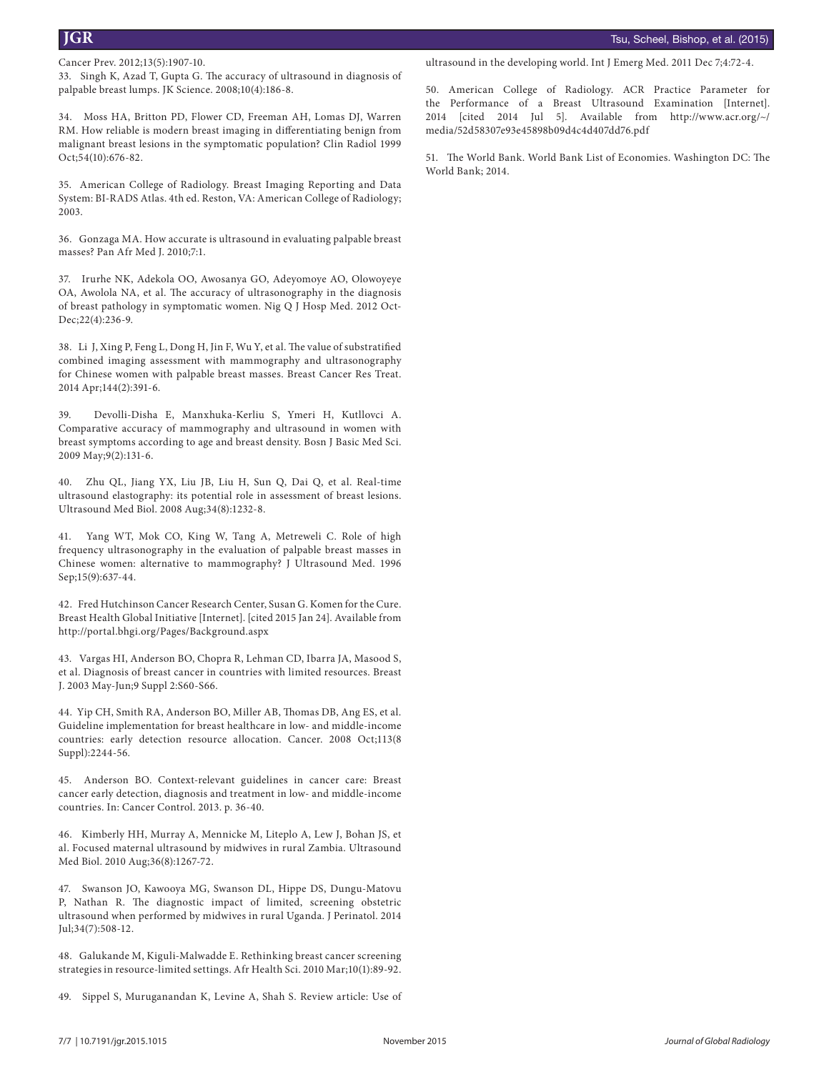Cancer Prev. 2012;13(5):1907-10.

33. Singh K, Azad T, Gupta G. The accuracy of ultrasound in diagnosis of palpable breast lumps. JK Science. 2008;10(4):186-8.

34. Moss HA, Britton PD, Flower CD, Freeman AH, Lomas DJ, Warren RM. How reliable is modern breast imaging in differentiating benign from malignant breast lesions in the symptomatic population? Clin Radiol 1999 Oct;54(10):676-82.

35. American College of Radiology. Breast Imaging Reporting and Data System: BI-RADS Atlas. 4th ed. Reston, VA: American College of Radiology; 2003.

36. Gonzaga MA. How accurate is ultrasound in evaluating palpable breast masses? Pan Afr Med J. 2010;7:1.

37. Irurhe NK, Adekola OO, Awosanya GO, Adeyomoye AO, Olowoyeye OA, Awolola NA, et al. The accuracy of ultrasonography in the diagnosis of breast pathology in symptomatic women. Nig Q J Hosp Med. 2012 Oct-Dec;22(4):236-9.

38. Li J, Xing P, Feng L, Dong H, Jin F, Wu Y, et al. The value of substratified combined imaging assessment with mammography and ultrasonography for Chinese women with palpable breast masses. Breast Cancer Res Treat. 2014 Apr;144(2):391-6.

39. Devolli-Disha E, Manxhuka-Kerliu S, Ymeri H, Kutllovci A. Comparative accuracy of mammography and ultrasound in women with breast symptoms according to age and breast density. Bosn J Basic Med Sci. 2009 May;9(2):131-6.

40. Zhu QL, Jiang YX, Liu JB, Liu H, Sun Q, Dai Q, et al. Real-time ultrasound elastography: its potential role in assessment of breast lesions. Ultrasound Med Biol. 2008 Aug;34(8):1232-8.

41. Yang WT, Mok CO, King W, Tang A, Metreweli C. Role of high frequency ultrasonography in the evaluation of palpable breast masses in Chinese women: alternative to mammography? J Ultrasound Med. 1996 Sep;15(9):637-44.

42. Fred Hutchinson Cancer Research Center, Susan G. Komen for the Cure. Breast Health Global Initiative [Internet]. [cited 2015 Jan 24]. Available from http://portal.bhgi.org/Pages/Background.aspx

43. Vargas HI, Anderson BO, Chopra R, Lehman CD, Ibarra JA, Masood S, et al. Diagnosis of breast cancer in countries with limited resources. Breast J. 2003 May-Jun;9 Suppl 2:S60-S66.

44. Yip CH, Smith RA, Anderson BO, Miller AB, Thomas DB, Ang ES, et al. Guideline implementation for breast healthcare in low- and middle-income countries: early detection resource allocation. Cancer. 2008 Oct;113(8 Suppl):2244-56.

45. Anderson BO. Context-relevant guidelines in cancer care: Breast cancer early detection, diagnosis and treatment in low- and middle-income countries. In: Cancer Control. 2013. p. 36-40.

46. Kimberly HH, Murray A, Mennicke M, Liteplo A, Lew J, Bohan JS, et al. Focused maternal ultrasound by midwives in rural Zambia. Ultrasound Med Biol. 2010 Aug;36(8):1267-72.

47. Swanson JO, Kawooya MG, Swanson DL, Hippe DS, Dungu-Matovu P, Nathan R. The diagnostic impact of limited, screening obstetric ultrasound when performed by midwives in rural Uganda. J Perinatol. 2014 Jul;34(7):508-12.

48. Galukande M, Kiguli-Malwadde E. Rethinking breast cancer screening strategies in resource-limited settings. Afr Health Sci. 2010 Mar;10(1):89-92.

49. Sippel S, Muruganandan K, Levine A, Shah S. Review article: Use of ultrasound in the developing world. Int J Emerg Med. 2011 Dec 7;4:72-4.

50. American College of Radiology. ACR Practice Parameter for the Performance of a Breast Ultrasound Examination [Internet]. 2014 [cited 2014 Jul 5]. Available from http://www.acr.org/~/media/52d58307e93e45898b09d4c4d407dd76.pdf

51. The World Bank. World Bank List of Economies. Washington DC: The World Bank; 2014.